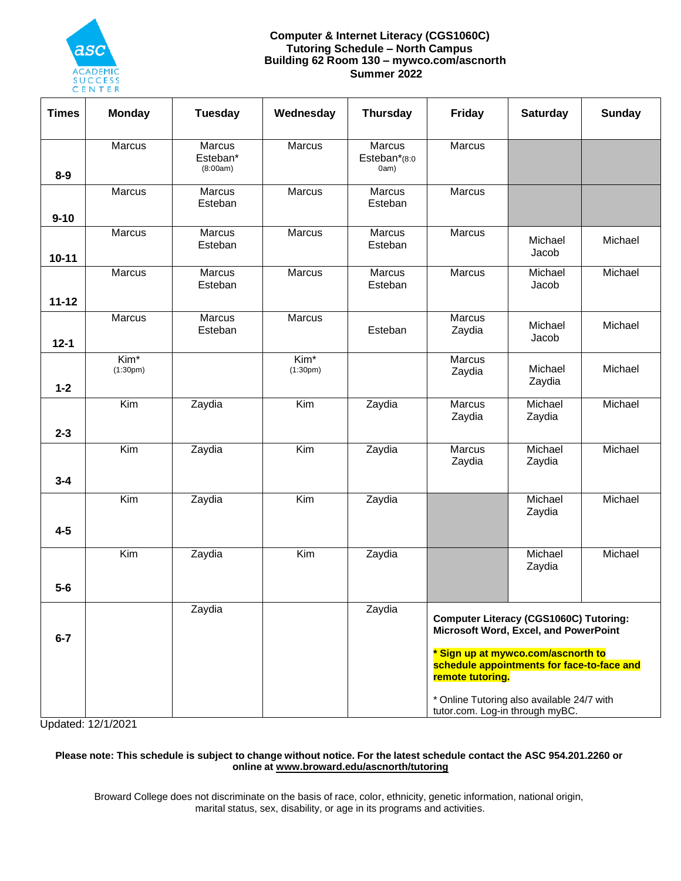**Computer & Internet Literacy (CGS1060C)**
**Tutoring Schedule – North Campus**
**Building 62 Room 130 – mywco.com/ascnorth**
**Summer 2022**

| Times | Monday | Tuesday | Wednesday | Thursday | Friday | Saturday | Sunday |
|---|---|---|---|---|---|---|---|
| **8-9** | Marcus | Marcus<br>Esteban* (8:00am) | Marcus | Marcus<br>Esteban* (8:00am) | Marcus | | |
| **9-10** | Marcus | Marcus<br>Esteban | Marcus | Marcus<br>Esteban | Marcus | | |
| **10-11** | Marcus | Marcus<br>Esteban | Marcus | Marcus<br>Esteban | Marcus | Michael<br>Jacob | Michael |
| **11-12** | Marcus | Marcus<br>Esteban | Marcus | Marcus<br>Esteban | Marcus | Michael<br>Jacob | Michael |
| **12-1** | Marcus | Marcus<br>Esteban | Marcus | Esteban | Marcus<br>Zaydia | Michael<br>Jacob | Michael |
| **1-2** | Kim* (1:30pm) | | Kim* (1:30pm) | | Marcus<br>Zaydia | Michael<br>Zaydia | Michael |
| **2-3** | Kim | Zaydia | Kim | Zaydia | Marcus<br>Zaydia | Michael<br>Zaydia | Michael |
| **3-4** | Kim | Zaydia | Kim | Zaydia | Marcus<br>Zaydia | Michael<br>Zaydia | Michael |
| **4-5** | Kim | Zaydia | Kim | Zaydia | | Michael<br>Zaydia | Michael |
| **5-6** | Kim | Zaydia | Kim | Zaydia | | Michael<br>Zaydia | Michael |
| **6-7** | | Zaydia | | Zaydia | | | |

**Computer Literacy (CGS1060C) Tutoring: Microsoft Word, Excel, and PowerPoint**

*** Sign up at mywco.com/ascnorth to schedule appointments for face-to-face and remote tutoring.**

* Online Tutoring also available 24/7 with tutor.com. Log-in through myBC.

Updated: 12/1/2021

**Please note: This schedule is subject to change without notice. For the latest schedule contact the ASC 954.201.2260 or online at www.broward.edu/ascnorth/tutoring**

Broward College does not discriminate on the basis of race, color, ethnicity, genetic information, national origin, marital status, sex, disability, or age in its programs and activities.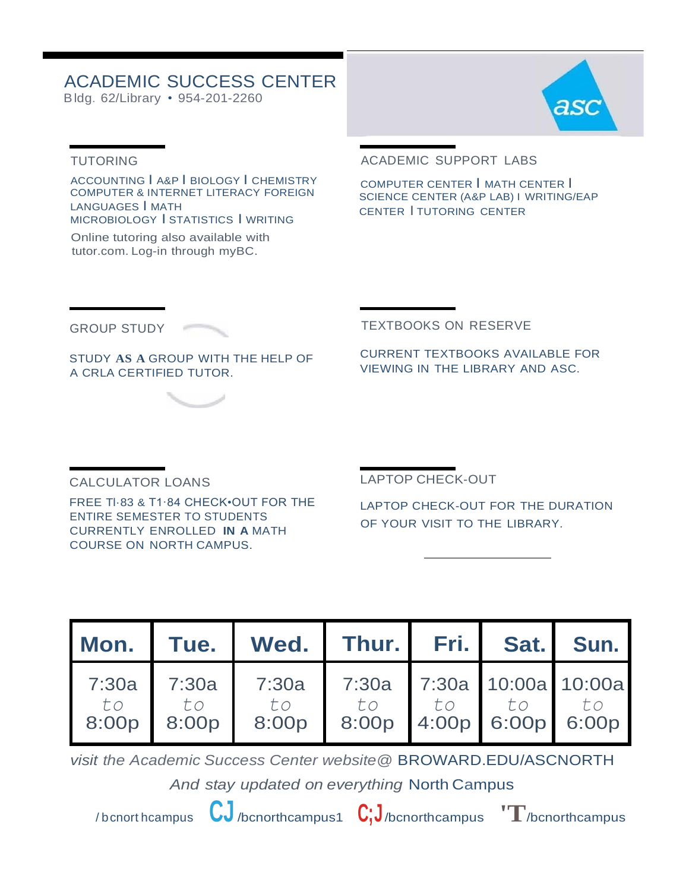# ACADEMIC SUCCESS CENTER

Bldg. 62/Library • 954-201-2260

## TUTORING

ACCOUNTING I A&P I BIOLOGY I CHEMISTRY COMPUTER & INTERNET LITERACY FOREIGN LANGUAGES I MATH MICROBIOLOGY I STATISTICS I WRITING

Online tutoring also available with tutor.com. Log-in through myBC.

## ACADEMIC SUPPORT LABS

COMPUTER CENTER I MATH CENTER I SCIENCE CENTER (A&P LAB) I WRITING/EAP CENTER I TUTORING CENTER

## GROUP STUDY

STUDY **AS A** GROUP WITH THE HELP OF A CRLA CERTIFIED TUTOR.

## TEXTBOOKS ON RESERVE

CURRENT TEXTBOOKS AVAILABLE FOR VIEWING IN THE LIBRARY AND ASC.

## CALCULATOR LOANS

FREE TI·83 & T1·84 CHECK•OUT FOR THE ENTIRE SEMESTER TO STUDENTS CURRENTLY ENROLLED **IN A** MATH COURSE ON NORTH CAMPUS.

## LAPTOP CHECK-OUT

LAPTOP CHECK-OUT FOR THE DURATION OF YOUR VISIT TO THE LIBRARY.

| Mon. | Tue. | Wed. | Thur. | Fri. | Sat. | Sun. |
|---|---|---|---|---|---|---|
| 7:30a to 8:00p | 7:30a to 8:00p | 7:30a to 8:00p | 7:30a to 8:00p | 7:30a to 4:00p | 10:00a to 6:00p | 10:00a to 6:00p |

*visit the Academic Success Center website@* BROWARD.EDU/ASCNORTH

*And stay updated on everything* North Campus

/bcnorthcampus CJ /bcnorthcampus1 C;J /bcnorthcampus 'T /bcnorthcampus